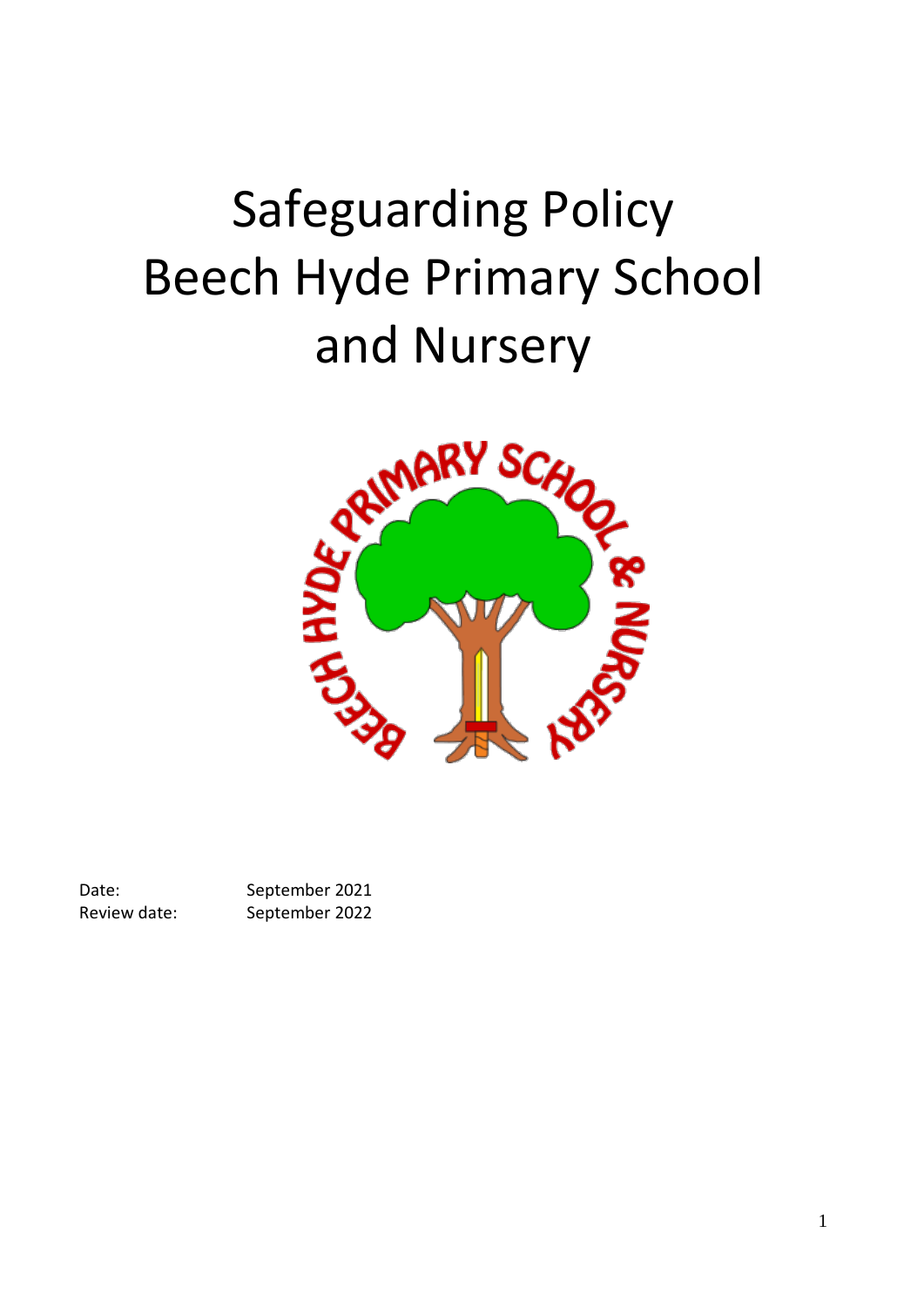# Safeguarding Policy Beech Hyde Primary School and Nursery

| | |
|---|---|
| Date: | September 2021 |
| Review date: | September 2022 |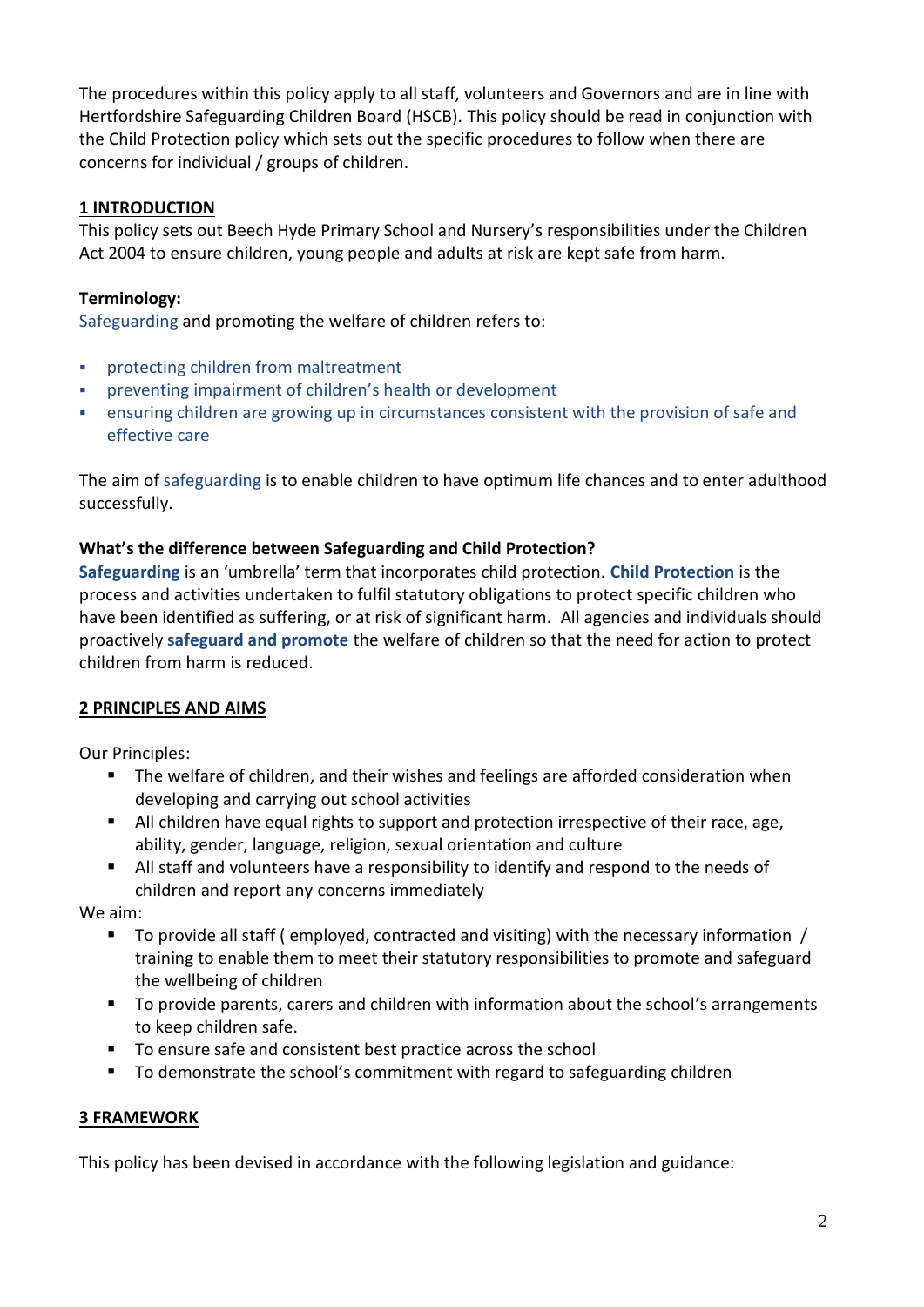The procedures within this policy apply to all staff, volunteers and Governors and are in line with Hertfordshire Safeguarding Children Board (HSCB). This policy should be read in conjunction with the Child Protection policy which sets out the specific procedures to follow when there are concerns for individual / groups of children.

## 1 INTRODUCTION

This policy sets out Beech Hyde Primary School and Nursery's responsibilities under the Children Act 2004 to ensure children, young people and adults at risk are kept safe from harm.

**Terminology:**

Safeguarding and promoting the welfare of children refers to:

- protecting children from maltreatment
- preventing impairment of children's health or development
- ensuring children are growing up in circumstances consistent with the provision of safe and effective care

The aim of safeguarding is to enable children to have optimum life chances and to enter adulthood successfully.

**What's the difference between Safeguarding and Child Protection?**

**Safeguarding** is an 'umbrella' term that incorporates child protection. **Child Protection** is the process and activities undertaken to fulfil statutory obligations to protect specific children who have been identified as suffering, or at risk of significant harm. All agencies and individuals should proactively **safeguard and promote** the welfare of children so that the need for action to protect children from harm is reduced.

## 2 PRINCIPLES AND AIMS

Our Principles:

- The welfare of children, and their wishes and feelings are afforded consideration when developing and carrying out school activities
- All children have equal rights to support and protection irrespective of their race, age, ability, gender, language, religion, sexual orientation and culture
- All staff and volunteers have a responsibility to identify and respond to the needs of children and report any concerns immediately

We aim:

- To provide all staff ( employed, contracted and visiting) with the necessary information / training to enable them to meet their statutory responsibilities to promote and safeguard the wellbeing of children
- To provide parents, carers and children with information about the school's arrangements to keep children safe.
- To ensure safe and consistent best practice across the school
- To demonstrate the school's commitment with regard to safeguarding children

## 3 FRAMEWORK

This policy has been devised in accordance with the following legislation and guidance: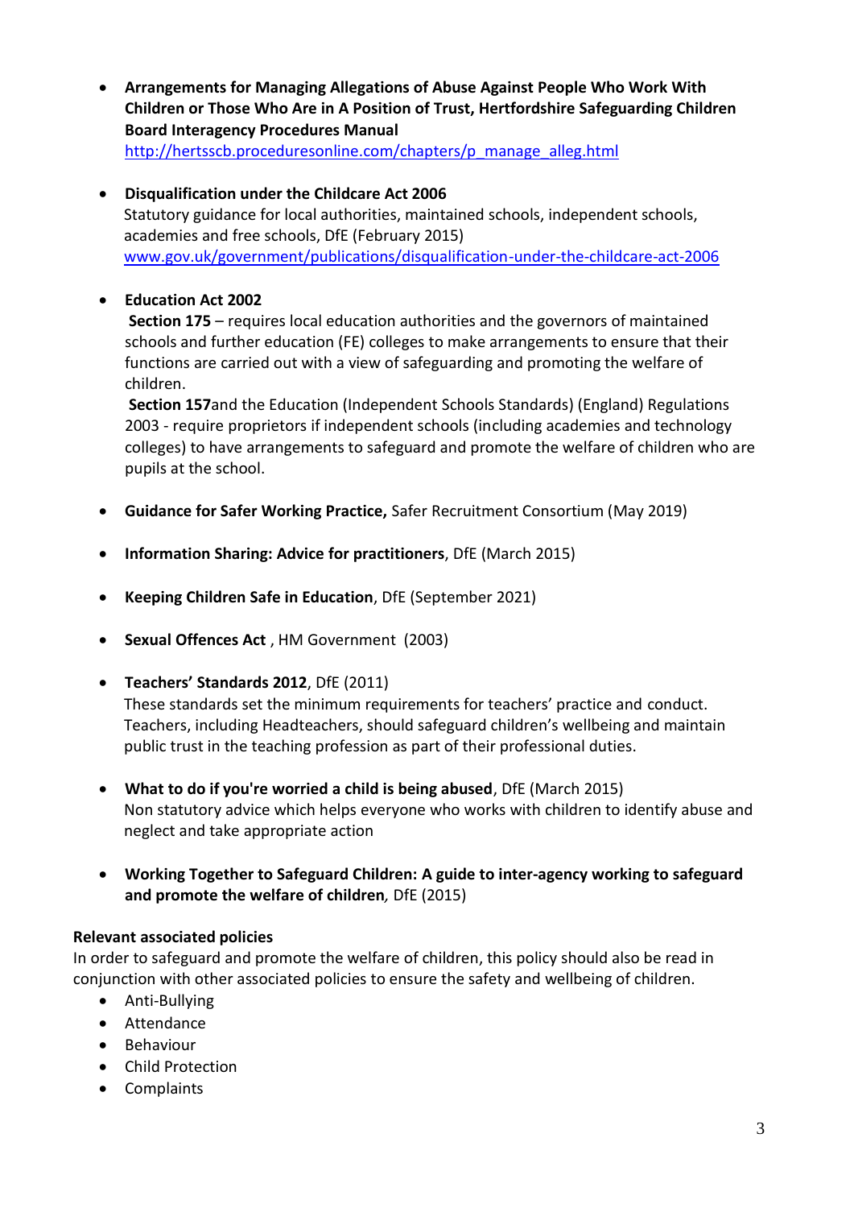- **Arrangements for Managing Allegations of Abuse Against People Who Work With Children or Those Who Are in A Position of Trust, Hertfordshire Safeguarding Children Board Interagency Procedures Manual**
  http://hertsscb.proceduresonline.com/chapters/p_manage_alleg.html

- **Disqualification under the Childcare Act 2006**
  Statutory guidance for local authorities, maintained schools, independent schools, academies and free schools, DfE (February 2015)
  www.gov.uk/government/publications/disqualification-under-the-childcare-act-2006

- **Education Act 2002**
  **Section 175** – requires local education authorities and the governors of maintained schools and further education (FE) colleges to make arrangements to ensure that their functions are carried out with a view of safeguarding and promoting the welfare of children.
  **Section 157**and the Education (Independent Schools Standards) (England) Regulations 2003 - require proprietors if independent schools (including academies and technology colleges) to have arrangements to safeguard and promote the welfare of children who are pupils at the school.

- **Guidance for Safer Working Practice,** Safer Recruitment Consortium (May 2019)

- **Information Sharing: Advice for practitioners**, DfE (March 2015)

- **Keeping Children Safe in Education**, DfE (September 2021)

- **Sexual Offences Act** , HM Government (2003)

- **Teachers' Standards 2012**, DfE (2011)
  These standards set the minimum requirements for teachers' practice and conduct. Teachers, including Headteachers, should safeguard children's wellbeing and maintain public trust in the teaching profession as part of their professional duties.

- **What to do if you're worried a child is being abused**, DfE (March 2015)
  Non statutory advice which helps everyone who works with children to identify abuse and neglect and take appropriate action

- **Working Together to Safeguard Children: A guide to inter-agency working to safeguard and promote the welfare of children***,* DfE (2015)

**Relevant associated policies**

In order to safeguard and promote the welfare of children, this policy should also be read in conjunction with other associated policies to ensure the safety and wellbeing of children.

- Anti-Bullying
- Attendance
- Behaviour
- Child Protection
- Complaints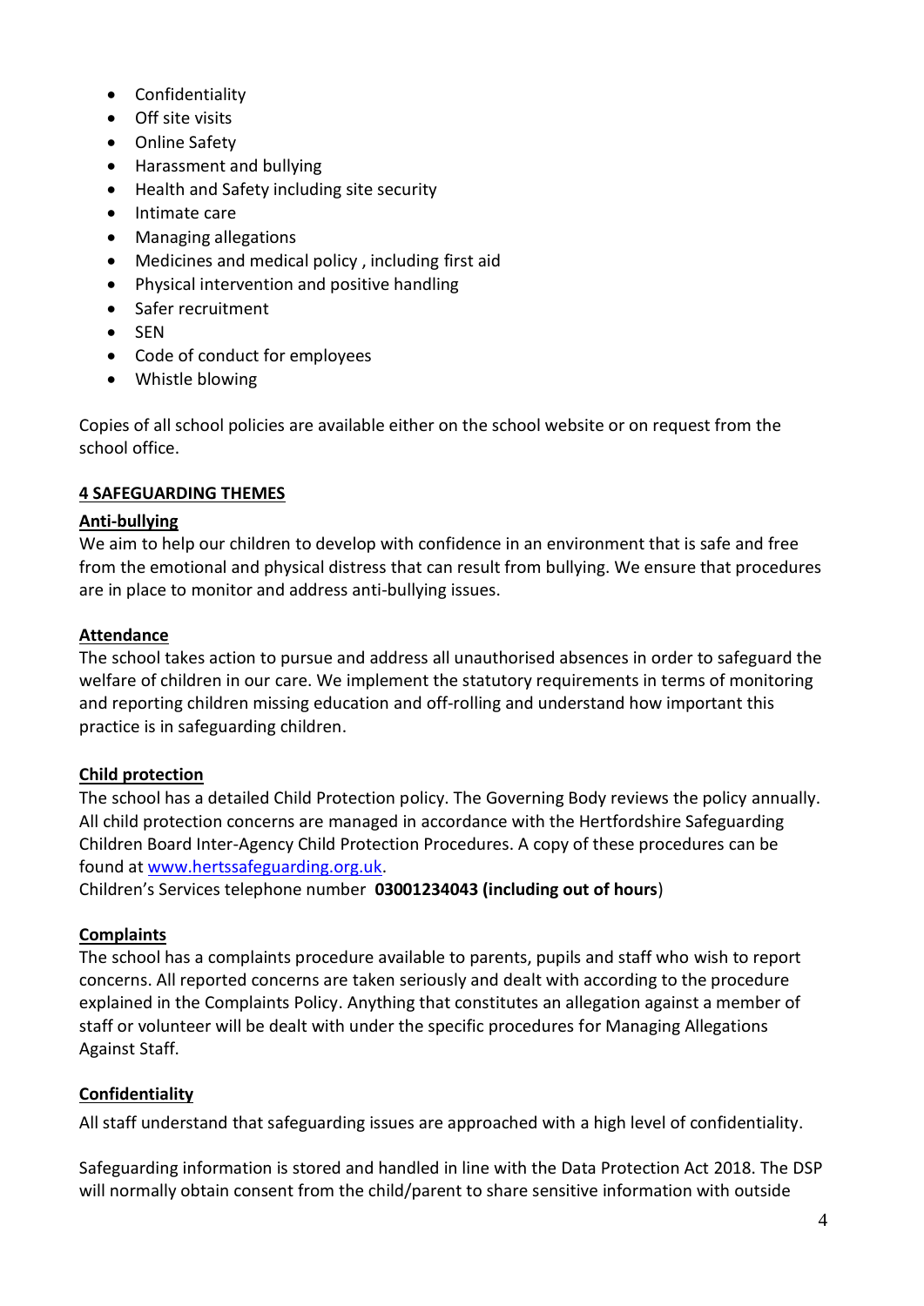- Confidentiality
- Off site visits
- Online Safety
- Harassment and bullying
- Health and Safety including site security
- Intimate care
- Managing allegations
- Medicines and medical policy , including first aid
- Physical intervention and positive handling
- Safer recruitment
- SEN
- Code of conduct for employees
- Whistle blowing

Copies of all school policies are available either on the school website or on request from the school office.

## 4 SAFEGUARDING THEMES

### Anti-bullying

We aim to help our children to develop with confidence in an environment that is safe and free from the emotional and physical distress that can result from bullying. We ensure that procedures are in place to monitor and address anti-bullying issues.

### Attendance

The school takes action to pursue and address all unauthorised absences in order to safeguard the welfare of children in our care. We implement the statutory requirements in terms of monitoring and reporting children missing education and off-rolling and understand how important this practice is in safeguarding children.

### Child protection

The school has a detailed Child Protection policy. The Governing Body reviews the policy annually. All child protection concerns are managed in accordance with the Hertfordshire Safeguarding Children Board Inter-Agency Child Protection Procedures. A copy of these procedures can be found at [www.hertssafeguarding.org.uk](www.hertssafeguarding.org.uk).

Children's Services telephone number **03001234043 (including out of hours**)

### Complaints

The school has a complaints procedure available to parents, pupils and staff who wish to report concerns. All reported concerns are taken seriously and dealt with according to the procedure explained in the Complaints Policy. Anything that constitutes an allegation against a member of staff or volunteer will be dealt with under the specific procedures for Managing Allegations Against Staff.

### Confidentiality

All staff understand that safeguarding issues are approached with a high level of confidentiality.

Safeguarding information is stored and handled in line with the Data Protection Act 2018. The DSP will normally obtain consent from the child/parent to share sensitive information with outside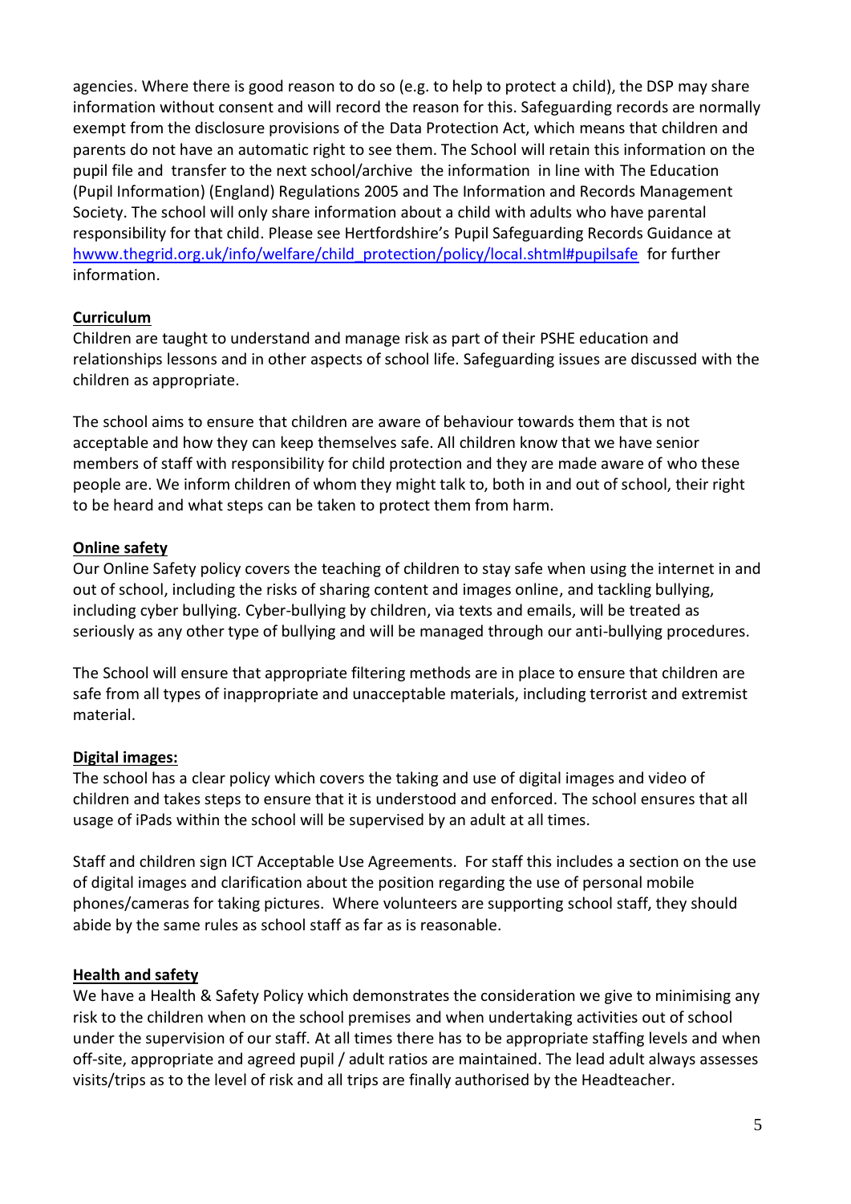agencies. Where there is good reason to do so (e.g. to help to protect a child), the DSP may share information without consent and will record the reason for this. Safeguarding records are normally exempt from the disclosure provisions of the Data Protection Act, which means that children and parents do not have an automatic right to see them. The School will retain this information on the pupil file and transfer to the next school/archive the information in line with The Education (Pupil Information) (England) Regulations 2005 and The Information and Records Management Society. The school will only share information about a child with adults who have parental responsibility for that child. Please see Hertfordshire's Pupil Safeguarding Records Guidance at [hwww.thegrid.org.uk/info/welfare/child_protection/policy/local.shtml#pupilsafe](hwww.thegrid.org.uk/info/welfare/child_protection/policy/local.shtml#pupilsafe) for further information.

**Curriculum**

Children are taught to understand and manage risk as part of their PSHE education and relationships lessons and in other aspects of school life. Safeguarding issues are discussed with the children as appropriate.

The school aims to ensure that children are aware of behaviour towards them that is not acceptable and how they can keep themselves safe. All children know that we have senior members of staff with responsibility for child protection and they are made aware of who these people are. We inform children of whom they might talk to, both in and out of school, their right to be heard and what steps can be taken to protect them from harm.

**Online safety**

Our Online Safety policy covers the teaching of children to stay safe when using the internet in and out of school, including the risks of sharing content and images online, and tackling bullying, including cyber bullying. Cyber-bullying by children, via texts and emails, will be treated as seriously as any other type of bullying and will be managed through our anti-bullying procedures.

The School will ensure that appropriate filtering methods are in place to ensure that children are safe from all types of inappropriate and unacceptable materials, including terrorist and extremist material.

**Digital images:**

The school has a clear policy which covers the taking and use of digital images and video of children and takes steps to ensure that it is understood and enforced. The school ensures that all usage of iPads within the school will be supervised by an adult at all times.

Staff and children sign ICT Acceptable Use Agreements. For staff this includes a section on the use of digital images and clarification about the position regarding the use of personal mobile phones/cameras for taking pictures. Where volunteers are supporting school staff, they should abide by the same rules as school staff as far as is reasonable.

**Health and safety**

We have a Health & Safety Policy which demonstrates the consideration we give to minimising any risk to the children when on the school premises and when undertaking activities out of school under the supervision of our staff. At all times there has to be appropriate staffing levels and when off-site, appropriate and agreed pupil / adult ratios are maintained. The lead adult always assesses visits/trips as to the level of risk and all trips are finally authorised by the Headteacher.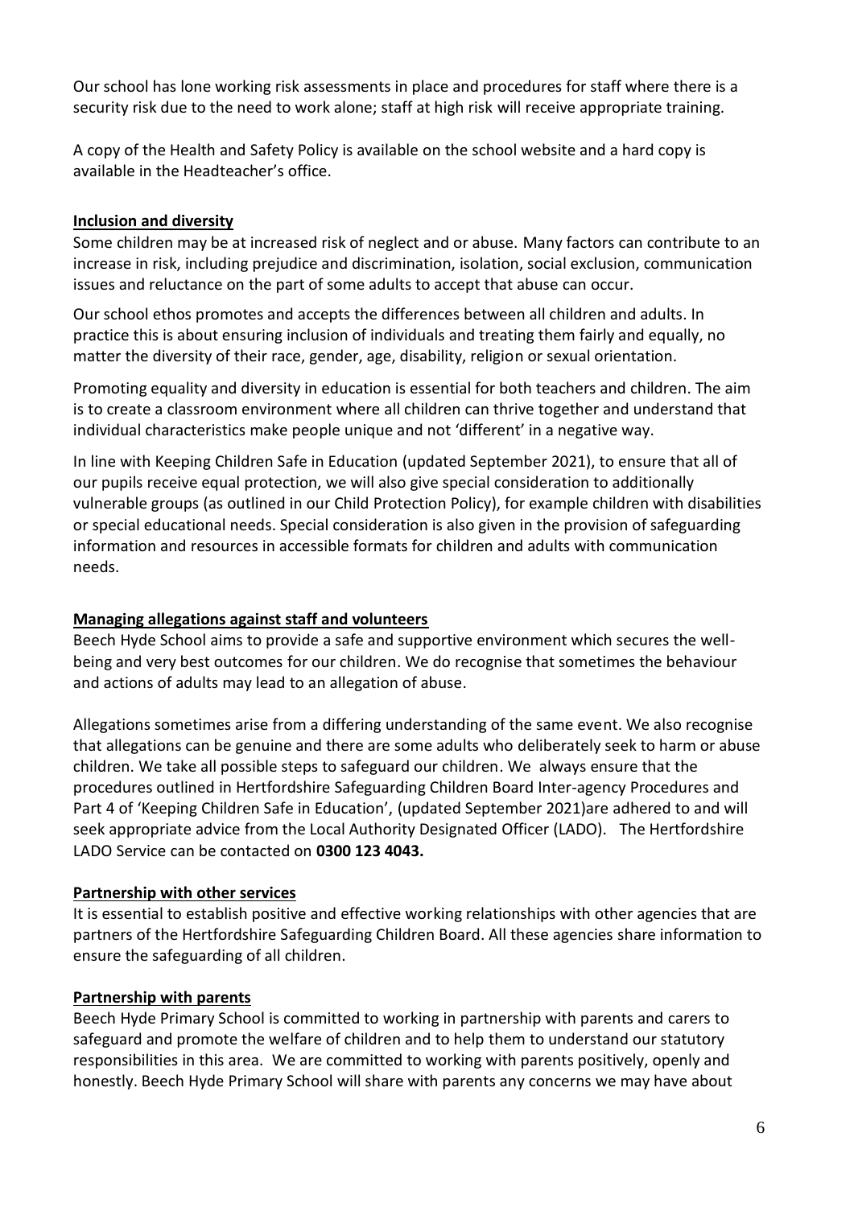Our school has lone working risk assessments in place and procedures for staff where there is a security risk due to the need to work alone; staff at high risk will receive appropriate training.

A copy of the Health and Safety Policy is available on the school website and a hard copy is available in the Headteacher's office.

## Inclusion and diversity

Some children may be at increased risk of neglect and or abuse. Many factors can contribute to an increase in risk, including prejudice and discrimination, isolation, social exclusion, communication issues and reluctance on the part of some adults to accept that abuse can occur.

Our school ethos promotes and accepts the differences between all children and adults. In practice this is about ensuring inclusion of individuals and treating them fairly and equally, no matter the diversity of their race, gender, age, disability, religion or sexual orientation.

Promoting equality and diversity in education is essential for both teachers and children. The aim is to create a classroom environment where all children can thrive together and understand that individual characteristics make people unique and not 'different' in a negative way.

In line with Keeping Children Safe in Education (updated September 2021), to ensure that all of our pupils receive equal protection, we will also give special consideration to additionally vulnerable groups (as outlined in our Child Protection Policy), for example children with disabilities or special educational needs. Special consideration is also given in the provision of safeguarding information and resources in accessible formats for children and adults with communication needs.

## Managing allegations against staff and volunteers

Beech Hyde School aims to provide a safe and supportive environment which secures the well-being and very best outcomes for our children. We do recognise that sometimes the behaviour and actions of adults may lead to an allegation of abuse.

Allegations sometimes arise from a differing understanding of the same event. We also recognise that allegations can be genuine and there are some adults who deliberately seek to harm or abuse children. We take all possible steps to safeguard our children. We always ensure that the procedures outlined in Hertfordshire Safeguarding Children Board Inter-agency Procedures and Part 4 of 'Keeping Children Safe in Education', (updated September 2021)are adhered to and will seek appropriate advice from the Local Authority Designated Officer (LADO). The Hertfordshire LADO Service can be contacted on **0300 123 4043.**

## Partnership with other services

It is essential to establish positive and effective working relationships with other agencies that are partners of the Hertfordshire Safeguarding Children Board. All these agencies share information to ensure the safeguarding of all children.

## Partnership with parents

Beech Hyde Primary School is committed to working in partnership with parents and carers to safeguard and promote the welfare of children and to help them to understand our statutory responsibilities in this area. We are committed to working with parents positively, openly and honestly. Beech Hyde Primary School will share with parents any concerns we may have about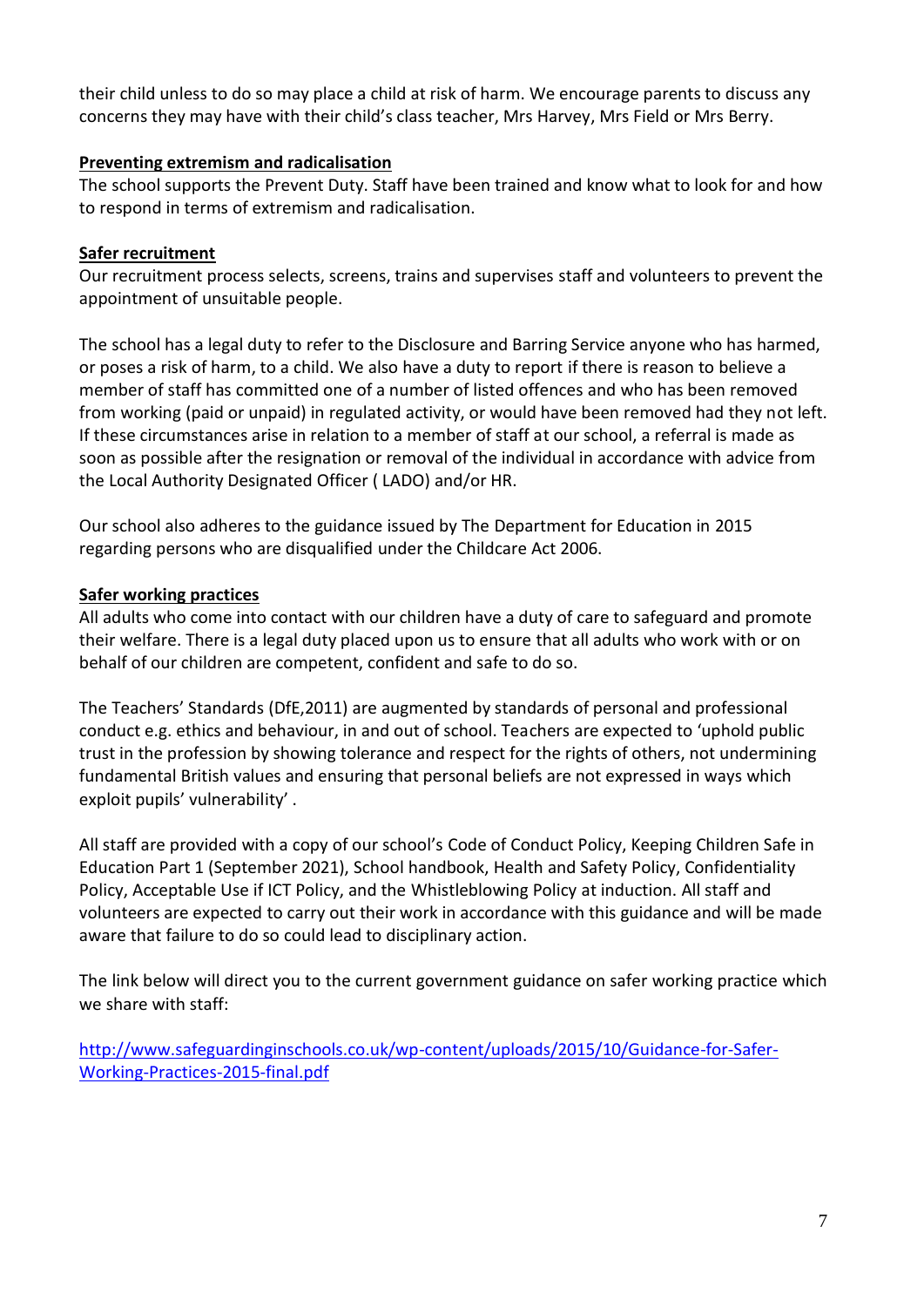their child unless to do so may place a child at risk of harm. We encourage parents to discuss any concerns they may have with their child's class teacher, Mrs Harvey, Mrs Field or Mrs Berry.

**Preventing extremism and radicalisation**

The school supports the Prevent Duty. Staff have been trained and know what to look for and how to respond in terms of extremism and radicalisation.

**Safer recruitment**

Our recruitment process selects, screens, trains and supervises staff and volunteers to prevent the appointment of unsuitable people.

The school has a legal duty to refer to the Disclosure and Barring Service anyone who has harmed, or poses a risk of harm, to a child. We also have a duty to report if there is reason to believe a member of staff has committed one of a number of listed offences and who has been removed from working (paid or unpaid) in regulated activity, or would have been removed had they not left. If these circumstances arise in relation to a member of staff at our school, a referral is made as soon as possible after the resignation or removal of the individual in accordance with advice from the Local Authority Designated Officer ( LADO) and/or HR.

Our school also adheres to the guidance issued by The Department for Education in 2015 regarding persons who are disqualified under the Childcare Act 2006.

**Safer working practices**

All adults who come into contact with our children have a duty of care to safeguard and promote their welfare. There is a legal duty placed upon us to ensure that all adults who work with or on behalf of our children are competent, confident and safe to do so.

The Teachers' Standards (DfE,2011) are augmented by standards of personal and professional conduct e.g. ethics and behaviour, in and out of school. Teachers are expected to 'uphold public trust in the profession by showing tolerance and respect for the rights of others, not undermining fundamental British values and ensuring that personal beliefs are not expressed in ways which exploit pupils' vulnerability' .

All staff are provided with a copy of our school's Code of Conduct Policy, Keeping Children Safe in Education Part 1 (September 2021), School handbook, Health and Safety Policy, Confidentiality Policy, Acceptable Use if ICT Policy, and the Whistleblowing Policy at induction. All staff and volunteers are expected to carry out their work in accordance with this guidance and will be made aware that failure to do so could lead to disciplinary action.

The link below will direct you to the current government guidance on safer working practice which we share with staff:

[http://www.safeguardinginschools.co.uk/wp-content/uploads/2015/10/Guidance-for-Safer-Working-Practices-2015-final.pdf](http://www.safeguardinginschools.co.uk/wp-content/uploads/2015/10/Guidance-for-Safer-Working-Practices-2015-final.pdf)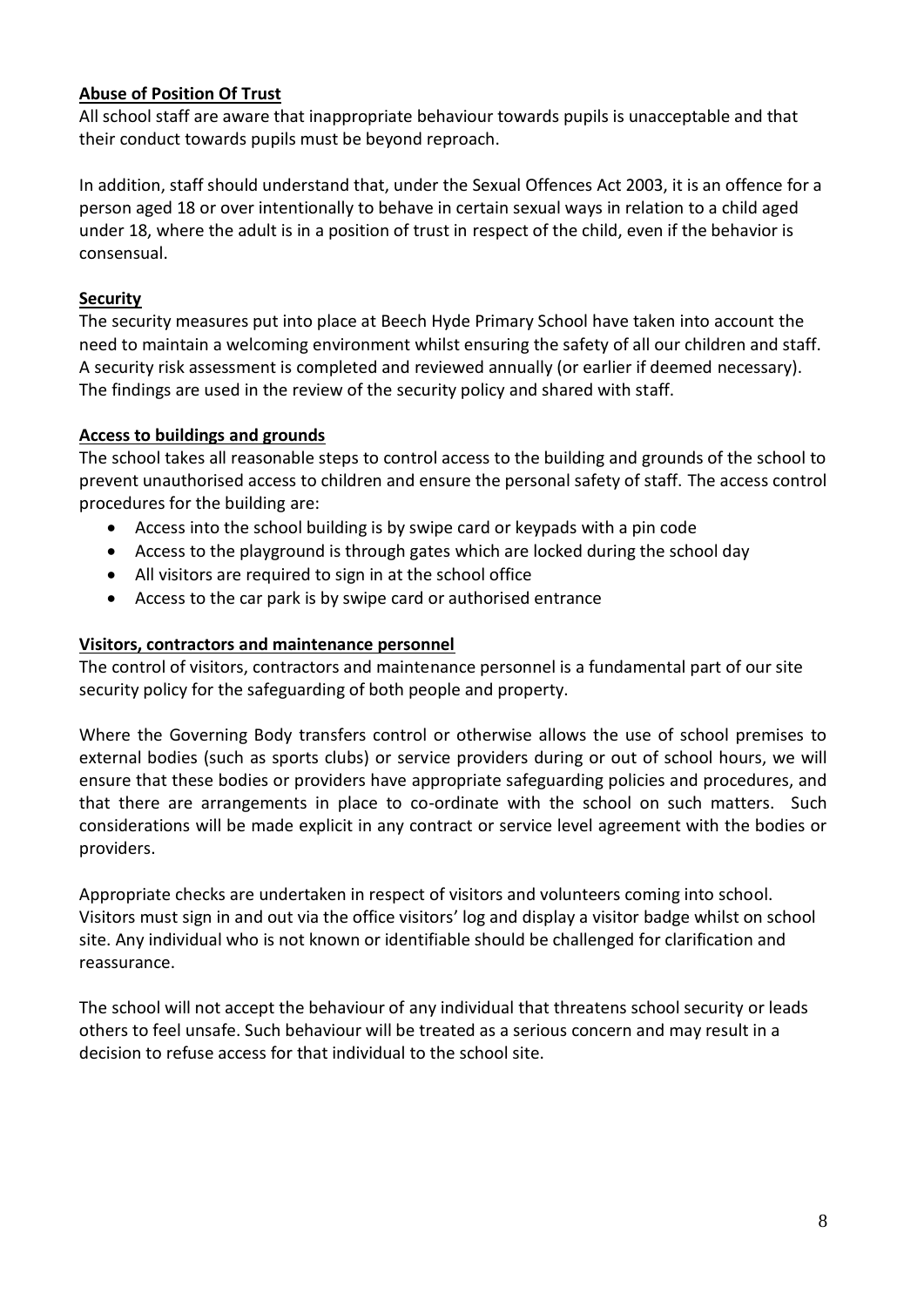**Abuse of Position Of Trust**

All school staff are aware that inappropriate behaviour towards pupils is unacceptable and that their conduct towards pupils must be beyond reproach.

In addition, staff should understand that, under the Sexual Offences Act 2003, it is an offence for a person aged 18 or over intentionally to behave in certain sexual ways in relation to a child aged under 18, where the adult is in a position of trust in respect of the child, even if the behavior is consensual.

**Security**

The security measures put into place at Beech Hyde Primary School have taken into account the need to maintain a welcoming environment whilst ensuring the safety of all our children and staff. A security risk assessment is completed and reviewed annually (or earlier if deemed necessary). The findings are used in the review of the security policy and shared with staff.

**Access to buildings and grounds**

The school takes all reasonable steps to control access to the building and grounds of the school to prevent unauthorised access to children and ensure the personal safety of staff. The access control procedures for the building are:

- Access into the school building is by swipe card or keypads with a pin code
- Access to the playground is through gates which are locked during the school day
- All visitors are required to sign in at the school office
- Access to the car park is by swipe card or authorised entrance

**Visitors, contractors and maintenance personnel**

The control of visitors, contractors and maintenance personnel is a fundamental part of our site security policy for the safeguarding of both people and property.

Where the Governing Body transfers control or otherwise allows the use of school premises to external bodies (such as sports clubs) or service providers during or out of school hours, we will ensure that these bodies or providers have appropriate safeguarding policies and procedures, and that there are arrangements in place to co-ordinate with the school on such matters. Such considerations will be made explicit in any contract or service level agreement with the bodies or providers.

Appropriate checks are undertaken in respect of visitors and volunteers coming into school. Visitors must sign in and out via the office visitors' log and display a visitor badge whilst on school site. Any individual who is not known or identifiable should be challenged for clarification and reassurance.

The school will not accept the behaviour of any individual that threatens school security or leads others to feel unsafe. Such behaviour will be treated as a serious concern and may result in a decision to refuse access for that individual to the school site.